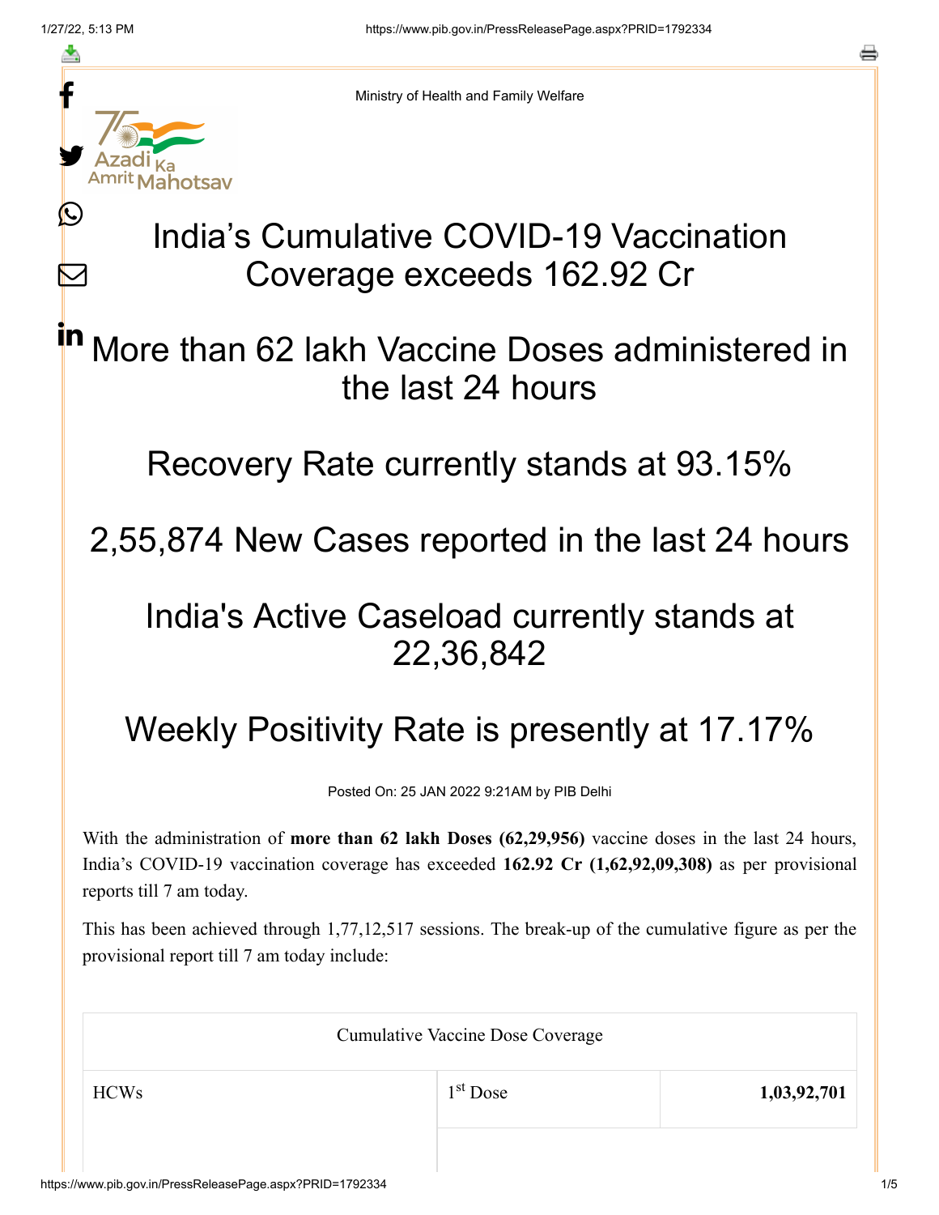Ministry of Health and Family Welfare

# India's Cumulative COVID-19 Vaccination Coverage exceeds 162.92 Cr

## More than 62 lakh Vaccine Doses administered in the last 24 hours

## Recovery Rate currently stands at 93.15%

## 2,55,874 New Cases reported in the last 24 hours

## India's Active Caseload currently stands at 22,36,842

## Weekly Positivity Rate is presently at 17.17%

Posted On: 25 JAN 2022 9:21AM by PIB Delhi

With the administration of **more than 62 lakh Doses (62,29,956)** vaccine doses in the last 24 hours, India's COVID-19 vaccination coverage has exceeded **162.92 Cr (1,62,92,09,308)** as per provisional reports till 7 am today.

This has been achieved through 1,77,12,517 sessions. The break-up of the cumulative figure as per the provisional report till 7 am today include:

| Cumulative Vaccine Dose Coverage | | |
|---|---|---|
| HCWs | 1st Dose | **1,03,92,701** |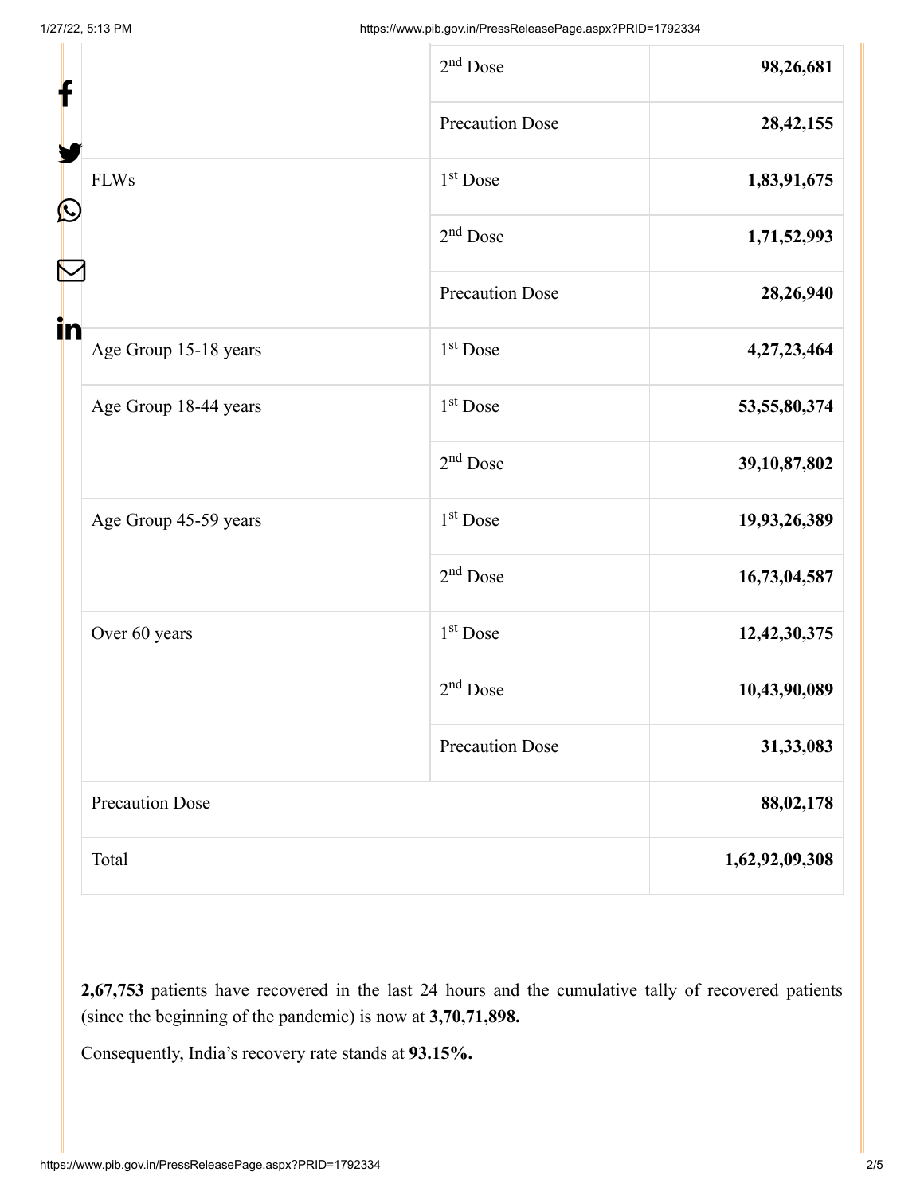| | | |
|---|---|---|
| | 2nd Dose | **98,26,681** |
| | Precaution Dose | **28,42,155** |
| FLWs | 1st Dose | **1,83,91,675** |
| | 2nd Dose | **1,71,52,993** |
| | Precaution Dose | **28,26,940** |
| Age Group 15-18 years | 1st Dose | **4,27,23,464** |
| Age Group 18-44 years | 1st Dose | **53,55,80,374** |
| | 2nd Dose | **39,10,87,802** |
| Age Group 45-59 years | 1st Dose | **19,93,26,389** |
| | 2nd Dose | **16,73,04,587** |
| Over 60 years | 1st Dose | **12,42,30,375** |
| | 2nd Dose | **10,43,90,089** |
| | Precaution Dose | **31,33,083** |
| Precaution Dose | | **88,02,178** |
| Total | | **1,62,92,09,308** |

**2,67,753** patients have recovered in the last 24 hours and the cumulative tally of recovered patients (since the beginning of the pandemic) is now at **3,70,71,898.**

Consequently, India's recovery rate stands at **93.15%.**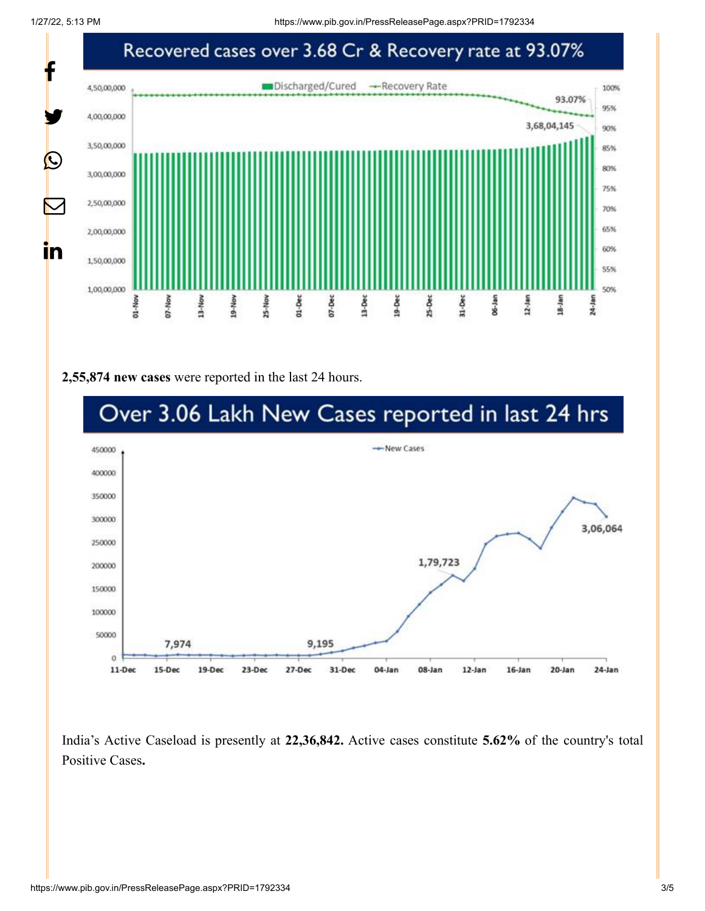## Recovered cases over 3.68 Cr & Recovery rate at 93.07%

**2,55,874 new cases** were reported in the last 24 hours.

## Over 3.06 Lakh New Cases reported in last 24 hrs

India's Active Caseload is presently at **22,36,842.** Active cases constitute **5.62%** of the country's total Positive Cases**.**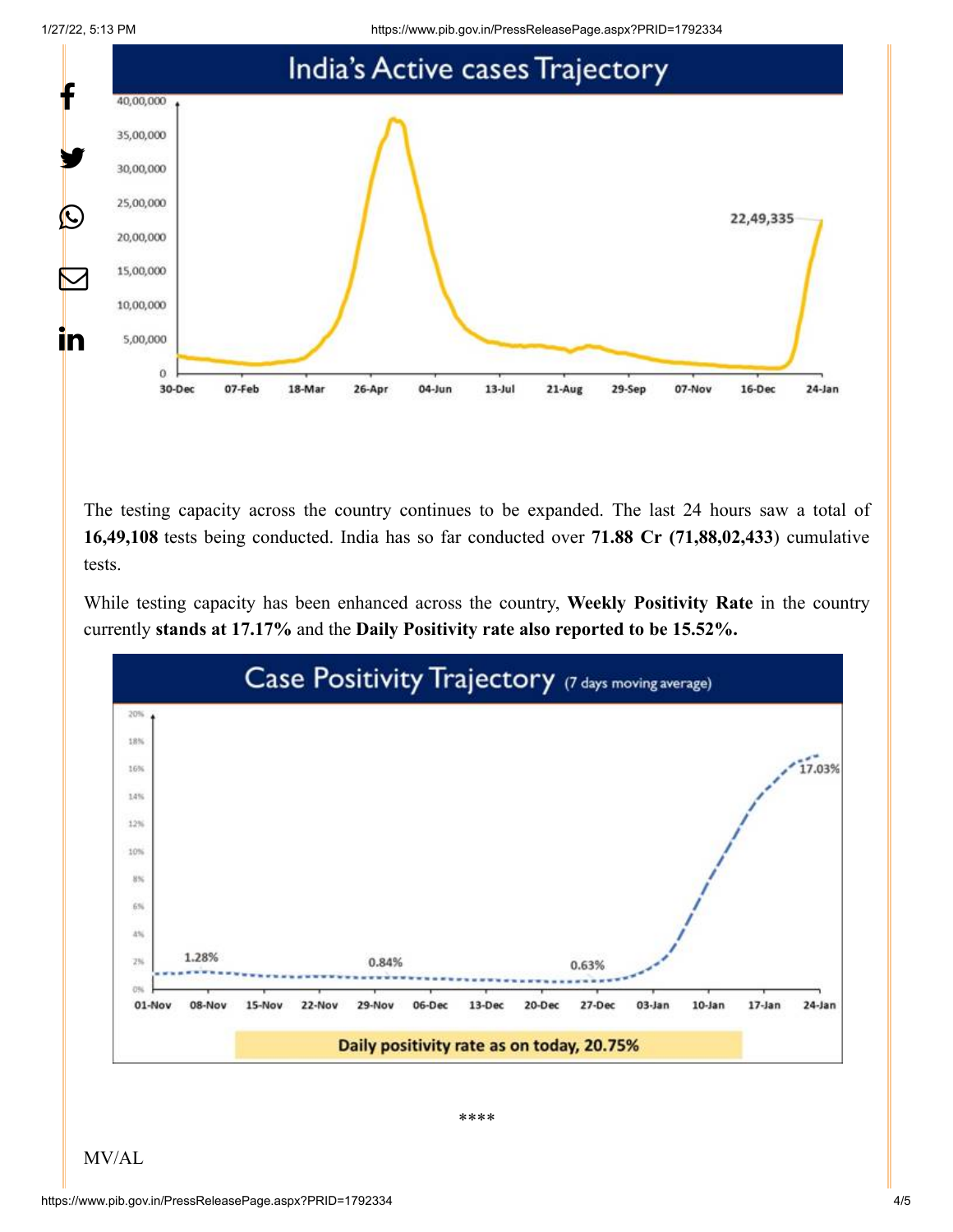The testing capacity across the country continues to be expanded. The last 24 hours saw a total of **16,49,108** tests being conducted. India has so far conducted over **71.88 Cr (71,88,02,433**) cumulative tests.

While testing capacity has been enhanced across the country, **Weekly Positivity Rate** in the country currently **stands at 17.17%** and the **Daily Positivity rate also reported to be 15.52%.**

\*\*\*\*

MV/AL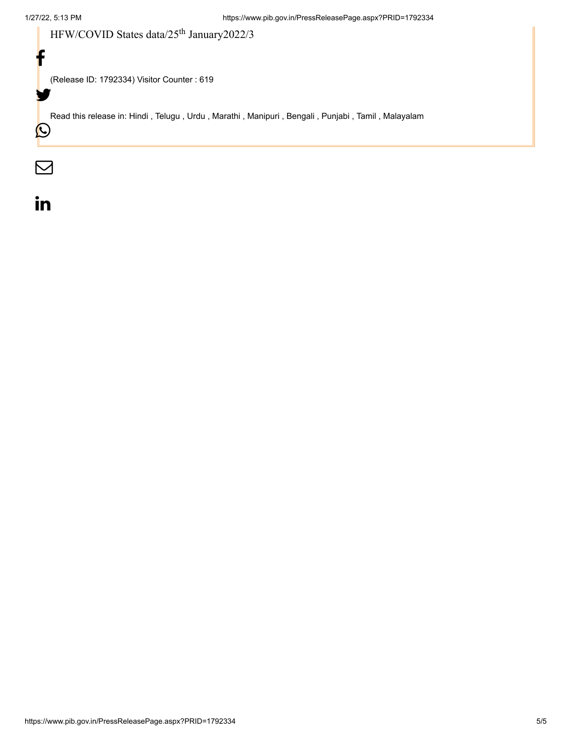HFW/COVID States data/25th January2022/3

(Release ID: 1792334) Visitor Counter : 619

Read this release in: Hindi , Telugu , Urdu , Marathi , Manipuri , Bengali , Punjabi , Tamil , Malayalam